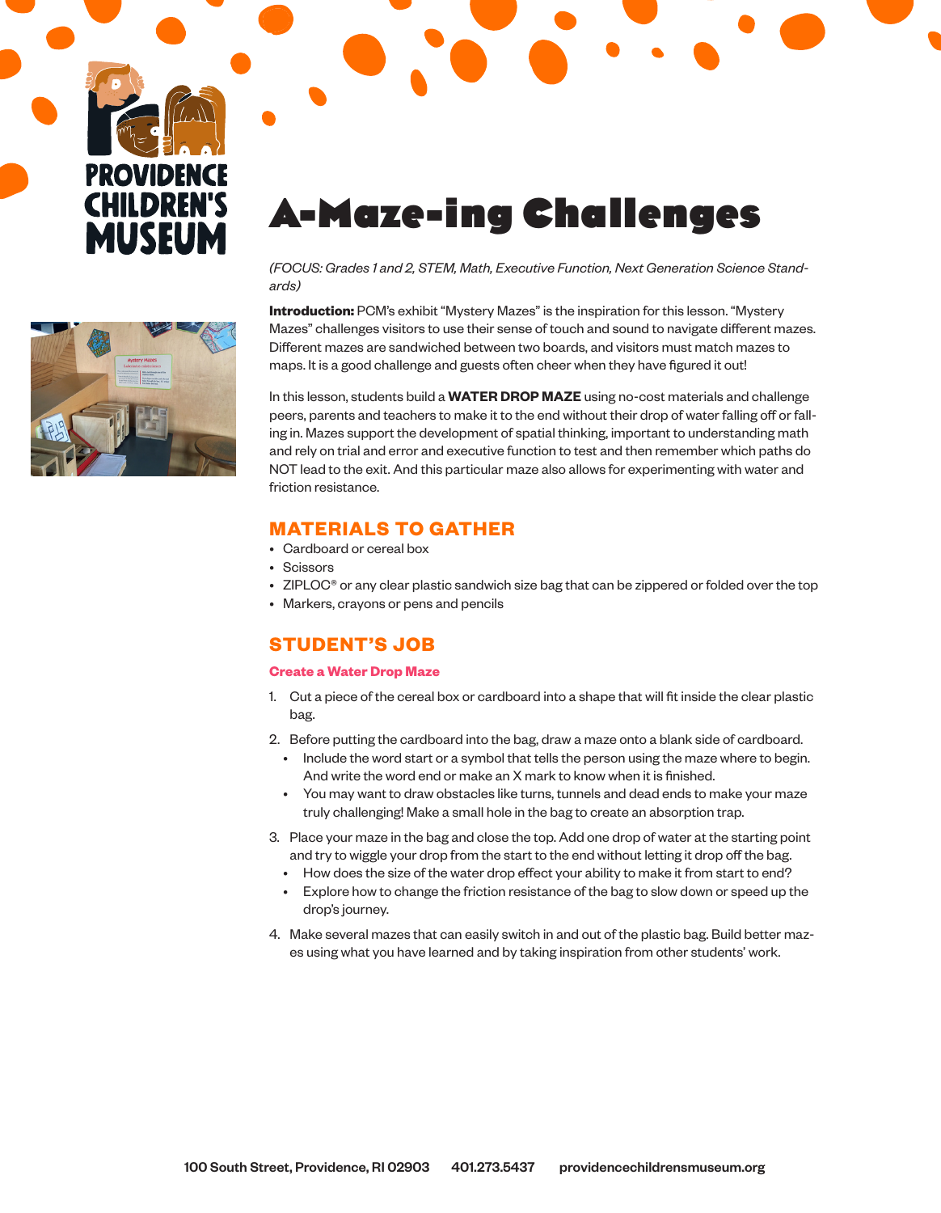PROVIDENCE CHILDREN'S MUSEUM

# A-Maze-ing Challenges

*(FOCUS: Grades 1 and 2, STEM, Math, Executive Function, Next Generation Science Standards)*

**Introduction:** PCM's exhibit "Mystery Mazes" is the inspiration for this lesson. "Mystery Mazes" challenges visitors to use their sense of touch and sound to navigate different mazes. Different mazes are sandwiched between two boards, and visitors must match mazes to maps. It is a good challenge and guests often cheer when they have figured it out!

In this lesson, students build a **WATER DROP MAZE** using no-cost materials and challenge peers, parents and teachers to make it to the end without their drop of water falling off or falling in. Mazes support the development of spatial thinking, important to understanding math and rely on trial and error and executive function to test and then remember which paths do NOT lead to the exit. And this particular maze also allows for experimenting with water and friction resistance.

## MATERIALS TO GATHER

- Cardboard or cereal box
- Scissors
- ZIPLOC® or any clear plastic sandwich size bag that can be zippered or folded over the top
- Markers, crayons or pens and pencils

## STUDENT'S JOB

### Create a Water Drop Maze

1. Cut a piece of the cereal box or cardboard into a shape that will fit inside the clear plastic bag.
2. Before putting the cardboard into the bag, draw a maze onto a blank side of cardboard.
   - Include the word start or a symbol that tells the person using the maze where to begin. And write the word end or make an X mark to know when it is finished.
   - You may want to draw obstacles like turns, tunnels and dead ends to make your maze truly challenging! Make a small hole in the bag to create an absorption trap.
3. Place your maze in the bag and close the top. Add one drop of water at the starting point and try to wiggle your drop from the start to the end without letting it drop off the bag.
   - How does the size of the water drop effect your ability to make it from start to end?
   - Explore how to change the friction resistance of the bag to slow down or speed up the drop's journey.
4. Make several mazes that can easily switch in and out of the plastic bag. Build better mazes using what you have learned and by taking inspiration from other students' work.

100 South Street, Providence, RI 02903 401.273.5437 providencechildrensmuseum.org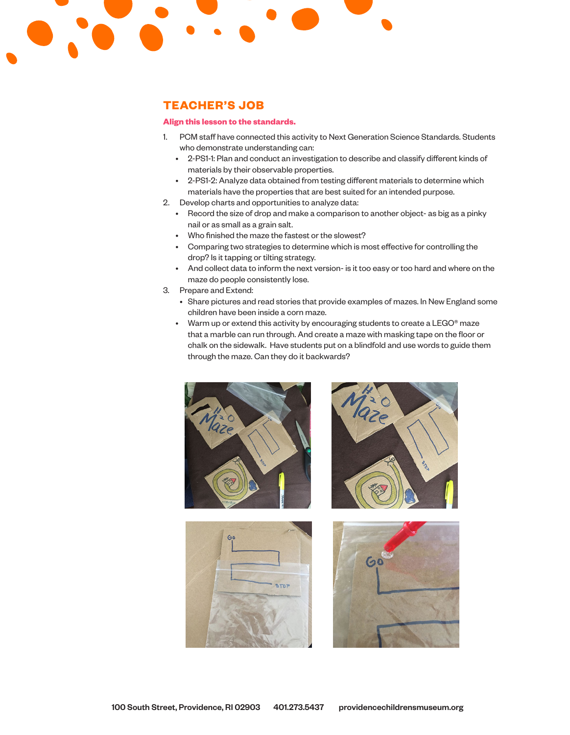## TEACHER'S JOB

**Align this lesson to the standards.**

1. PCM staff have connected this activity to Next Generation Science Standards. Students who demonstrate understanding can:
   - 2-PS1-1: Plan and conduct an investigation to describe and classify different kinds of materials by their observable properties.
   - 2-PS1-2: Analyze data obtained from testing different materials to determine which materials have the properties that are best suited for an intended purpose.
2. Develop charts and opportunities to analyze data:
   - Record the size of drop and make a comparison to another object- as big as a pinky nail or as small as a grain salt.
   - Who finished the maze the fastest or the slowest?
   - Comparing two strategies to determine which is most effective for controlling the drop? Is it tapping or tilting strategy.
   - And collect data to inform the next version- is it too easy or too hard and where on the maze do people consistently lose.
3. Prepare and Extend:
   - Share pictures and read stories that provide examples of mazes. In New England some children have been inside a corn maze.
   - Warm up or extend this activity by encouraging students to create a LEGO® maze that a marble can run through. And create a maze with masking tape on the floor or chalk on the sidewalk. Have students put on a blindfold and use words to guide them through the maze. Can they do it backwards?